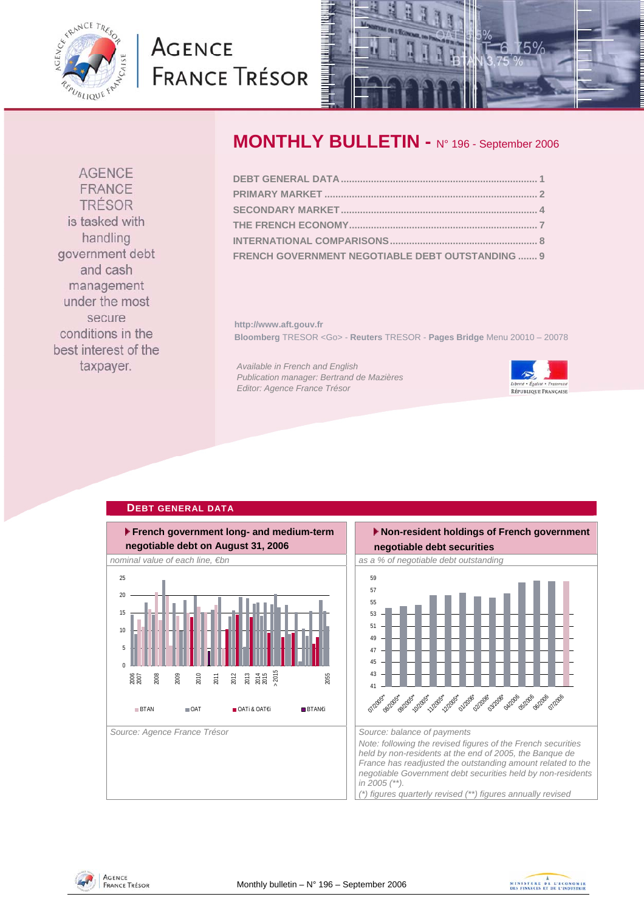# AGENCE FRANCE TRÉSOR

## MONTHLY BULLETIN - N° 196 - September 2006

AGENCE FRANCE TRÉSOR is tasked with handling government debt and cash management under the most secure conditions in the best interest of the taxpayer.

DEBT GENERAL DATA ........ 1
PRIMARY MARKET ........ 2
SECONDARY MARKET ........ 4
THE FRENCH ECONOMY ........ 7
INTERNATIONAL COMPARISONS ........ 8
FRENCH GOVERNMENT NEGOTIABLE DEBT OUTSTANDING ........ 9

http://www.aft.gouv.fr
**Bloomberg** TRESOR <Go> - **Reuters** TRESOR - **Pages Bridge** Menu 20010 – 20078

*Available in French and English*
*Publication manager: Bertrand de Mazières*
*Editor: Agence France Trésor*

## DEBT GENERAL DATA

### French government long- and medium-term negotiable debt on August 31, 2006

*nominal value of each line, €bn*

Legend: BTAN, OAT, OATi & OAT€i, BTAN€i

*Source: Agence France Trésor*

### Non-resident holdings of French government negotiable debt securities

*as a % of negotiable debt outstanding*

*Source: balance of payments*

*Note: following the revised figures of the French securities held by non-residents at the end of 2005, the Banque de France has readjusted the outstanding amount related to the negotiable Government debt securities held by non-residents in 2005 (\*\*).*

*(\*) figures quarterly revised (\*\*) figures annually revised*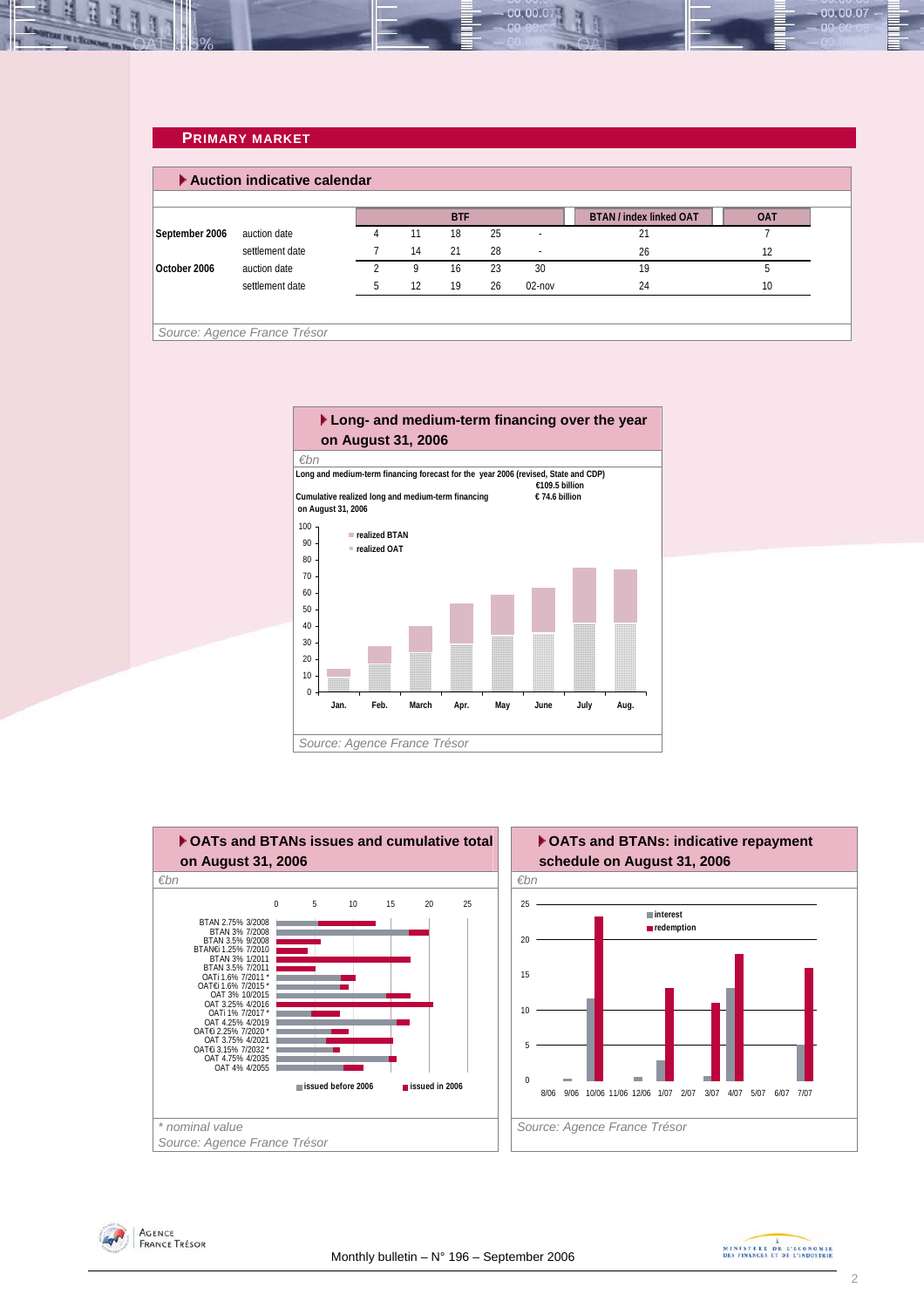## PRIMARY MARKET

### Auction indicative calendar

| | | BTF | | | | | BTAN / index linked OAT | OAT |
|---|---|---|---|---|---|---|---|---|
| September 2006 | auction date | 4 | 11 | 18 | 25 | - | 21 | 7 |
| | settlement date | 7 | 14 | 21 | 28 | - | 26 | 12 |
| October 2006 | auction date | 2 | 9 | 16 | 23 | 30 | 19 | 5 |
| | settlement date | 5 | 12 | 19 | 26 | 02-nov | 24 | 10 |

*Source: Agence France Trésor*

### Long- and medium-term financing over the year on August 31, 2006

*€bn*

Long and medium-term financing forecast for the year 2006 (revised, State and CDP) €109.5 billion

Cumulative realized long and medium-term financing on August 31, 2006 € 74.6 billion

*Source: Agence France Trésor*

### OATs and BTANs issues and cumulative total on August 31, 2006

*€bn*

\* nominal value

*Source: Agence France Trésor*

### OATs and BTANs: indicative repayment schedule on August 31, 2006

*€bn*

*Source: Agence France Trésor*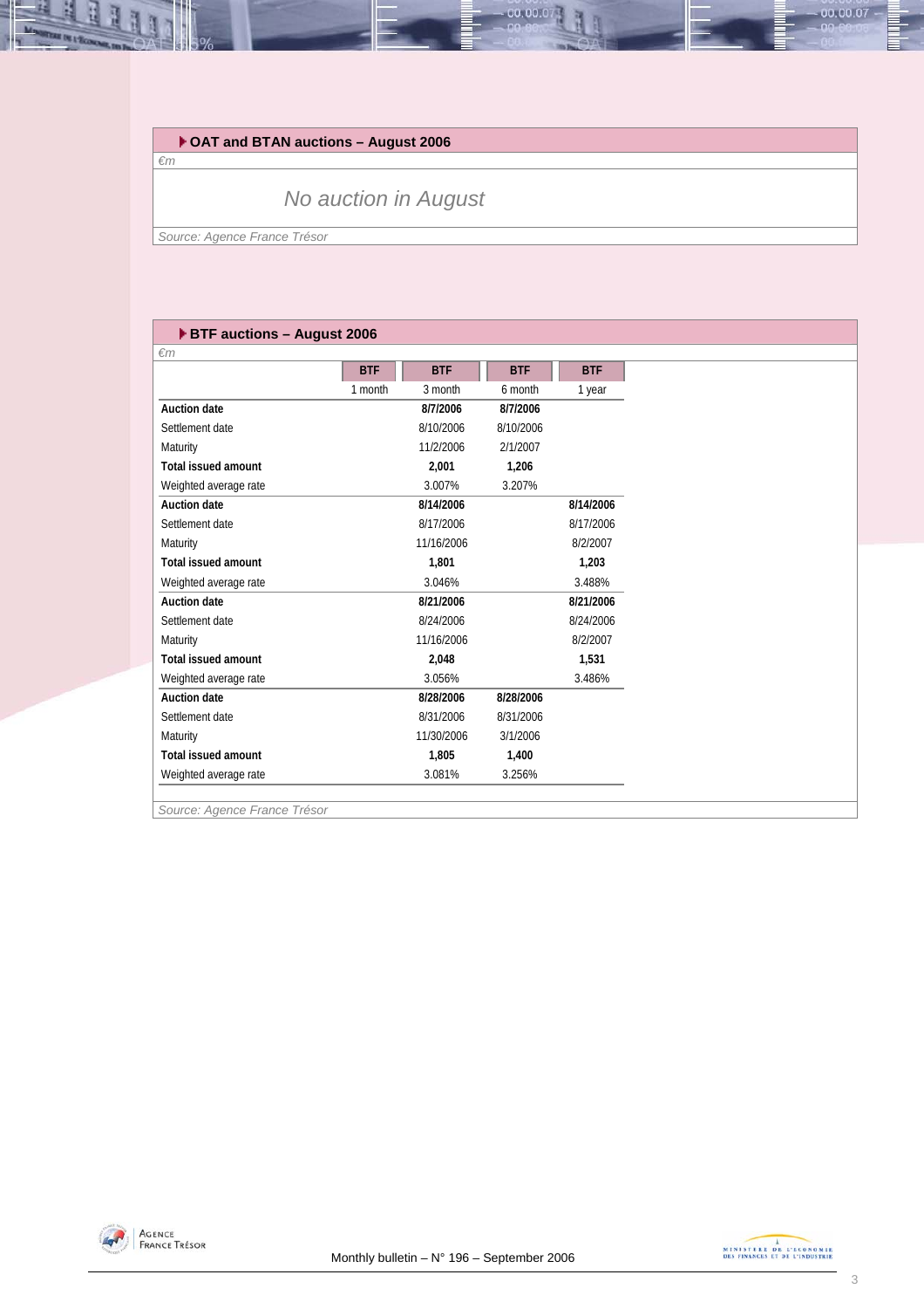## OAT and BTAN auctions – August 2006

*€m*

*No auction in August*

*Source: Agence France Trésor*

## BTF auctions – August 2006

*€m*

| | BTF | BTF | BTF | BTF |
|---|---|---|---|---|
| | 1 month | 3 month | 6 month | 1 year |
| **Auction date** | | **8/7/2006** | **8/7/2006** | |
| Settlement date | | 8/10/2006 | 8/10/2006 | |
| Maturity | | 11/2/2006 | 2/1/2007 | |
| **Total issued amount** | | **2,001** | **1,206** | |
| Weighted average rate | | 3.007% | 3.207% | |
| **Auction date** | | **8/14/2006** | | **8/14/2006** |
| Settlement date | | 8/17/2006 | | 8/17/2006 |
| Maturity | | 11/16/2006 | | 8/2/2007 |
| **Total issued amount** | | **1,801** | | **1,203** |
| Weighted average rate | | 3.046% | | 3.488% |
| **Auction date** | | **8/21/2006** | | **8/21/2006** |
| Settlement date | | 8/24/2006 | | 8/24/2006 |
| Maturity | | 11/16/2006 | | 8/2/2007 |
| **Total issued amount** | | **2,048** | | **1,531** |
| Weighted average rate | | 3.056% | | 3.486% |
| **Auction date** | | **8/28/2006** | **8/28/2006** | |
| Settlement date | | 8/31/2006 | 8/31/2006 | |
| Maturity | | 11/30/2006 | 3/1/2006 | |
| **Total issued amount** | | **1,805** | **1,400** | |
| Weighted average rate | | 3.081% | 3.256% | |

*Source: Agence France Trésor*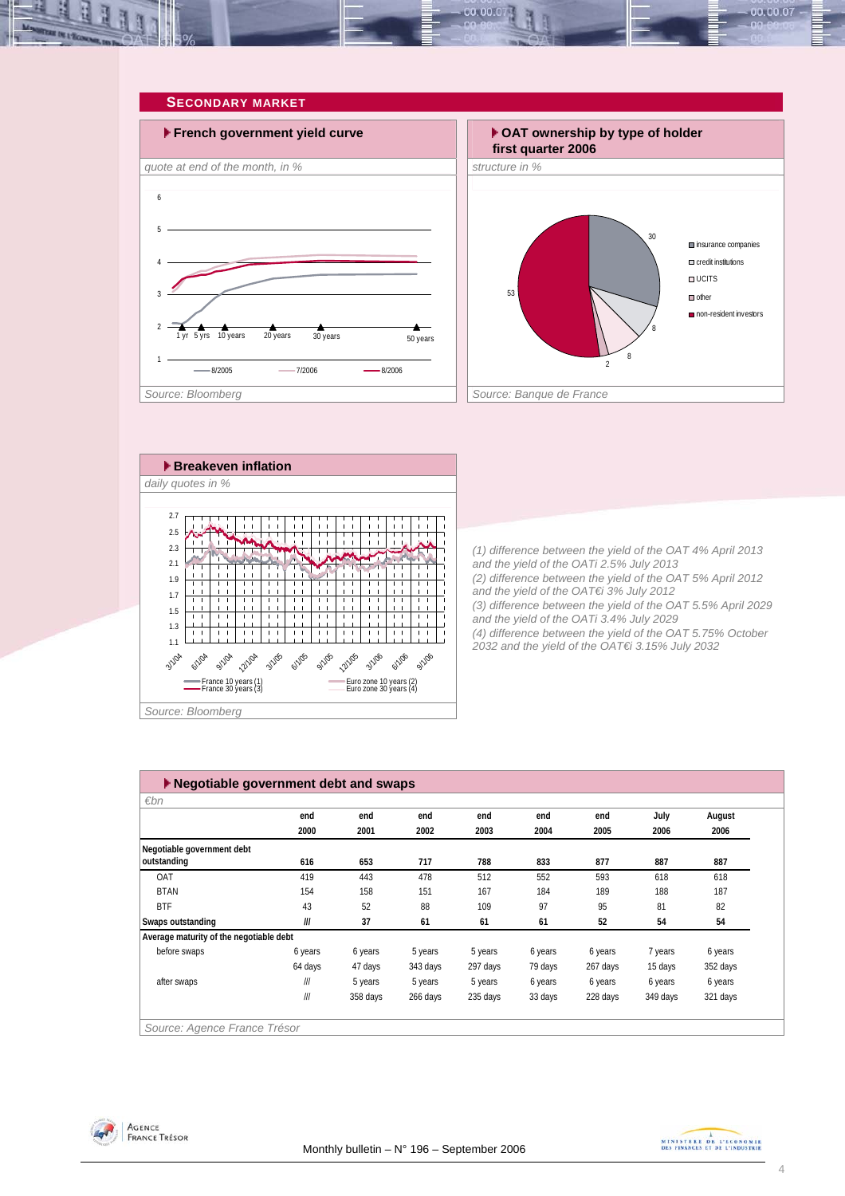## SECONDARY MARKET

### French government yield curve

*quote at end of the month, in %*

Source: Bloomberg

### OAT ownership by type of holder first quarter 2006

*structure in %*

Source: Banque de France

### Breakeven inflation

*daily quotes in %*

Source: Bloomberg

*(1) difference between the yield of the OAT 4% April 2013 and the yield of the OATi 2.5% July 2013*
*(2) difference between the yield of the OAT 5% April 2012 and the yield of the OAT€i 3% July 2012*
*(3) difference between the yield of the OAT 5.5% April 2029 and the yield of the OATi 3.4% July 2029*
*(4) difference between the yield of the OAT 5.75% October 2032 and the yield of the OAT€i 3.15% July 2032*

### Negotiable government debt and swaps

*€bn*

| | end 2000 | end 2001 | end 2002 | end 2003 | end 2004 | end 2005 | July 2006 | August 2006 |
|---|---|---|---|---|---|---|---|---|
| **Negotiable government debt outstanding** | **616** | **653** | **717** | **788** | **833** | **877** | **887** | **887** |
| OAT | 419 | 443 | 478 | 512 | 552 | 593 | 618 | 618 |
| BTAN | 154 | 158 | 151 | 167 | 184 | 189 | 188 | 187 |
| BTF | 43 | 52 | 88 | 109 | 97 | 95 | 81 | 82 |
| **Swaps outstanding** | **///** | **37** | **61** | **61** | **61** | **52** | **54** | **54** |
| **Average maturity of the negotiable debt** | | | | | | | | |
| before swaps | 6 years | 6 years | 5 years | 5 years | 6 years | 6 years | 7 years | 6 years |
| | 64 days | 47 days | 343 days | 297 days | 79 days | 267 days | 15 days | 352 days |
| after swaps | /// | 5 years | 5 years | 5 years | 6 years | 6 years | 6 years | 6 years |
| | /// | 358 days | 266 days | 235 days | 33 days | 228 days | 349 days | 321 days |

Source: Agence France Trésor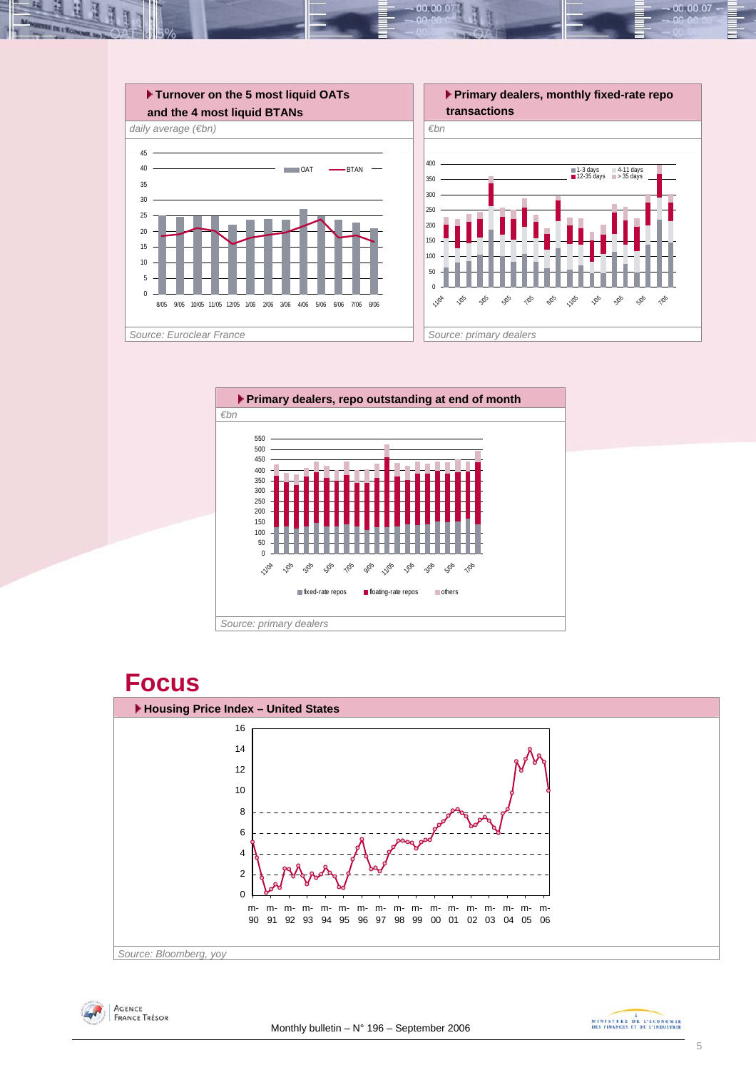**Turnover on the 5 most liquid OATs and the 4 most liquid BTANs**

*daily average (€bn)*

*Source: Euroclear France*

**Primary dealers, monthly fixed-rate repo transactions**

*€bn*

*Source: primary dealers*

**Primary dealers, repo outstanding at end of month**

*€bn*

*Source: primary dealers*

# Focus

**Housing Price Index – United States**

*Source: Bloomberg, yoy*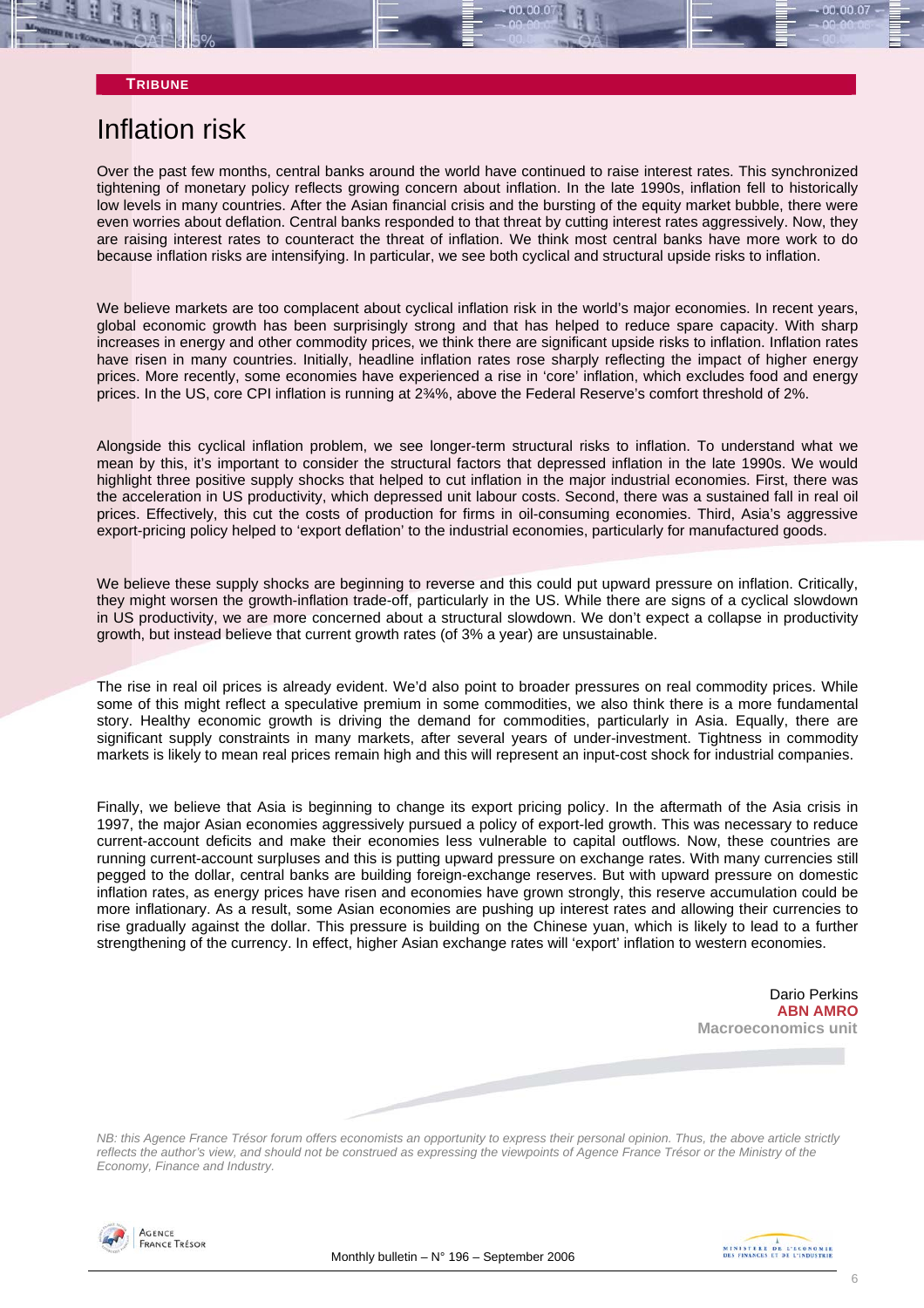**TRIBUNE**

# Inflation risk

Over the past few months, central banks around the world have continued to raise interest rates. This synchronized tightening of monetary policy reflects growing concern about inflation. In the late 1990s, inflation fell to historically low levels in many countries. After the Asian financial crisis and the bursting of the equity market bubble, there were even worries about deflation. Central banks responded to that threat by cutting interest rates aggressively. Now, they are raising interest rates to counteract the threat of inflation. We think most central banks have more work to do because inflation risks are intensifying. In particular, we see both cyclical and structural upside risks to inflation.

We believe markets are too complacent about cyclical inflation risk in the world's major economies. In recent years, global economic growth has been surprisingly strong and that has helped to reduce spare capacity. With sharp increases in energy and other commodity prices, we think there are significant upside risks to inflation. Inflation rates have risen in many countries. Initially, headline inflation rates rose sharply reflecting the impact of higher energy prices. More recently, some economies have experienced a rise in 'core' inflation, which excludes food and energy prices. In the US, core CPI inflation is running at 2¾%, above the Federal Reserve's comfort threshold of 2%.

Alongside this cyclical inflation problem, we see longer-term structural risks to inflation. To understand what we mean by this, it's important to consider the structural factors that depressed inflation in the late 1990s. We would highlight three positive supply shocks that helped to cut inflation in the major industrial economies. First, there was the acceleration in US productivity, which depressed unit labour costs. Second, there was a sustained fall in real oil prices. Effectively, this cut the costs of production for firms in oil-consuming economies. Third, Asia's aggressive export-pricing policy helped to 'export deflation' to the industrial economies, particularly for manufactured goods.

We believe these supply shocks are beginning to reverse and this could put upward pressure on inflation. Critically, they might worsen the growth-inflation trade-off, particularly in the US. While there are signs of a cyclical slowdown in US productivity, we are more concerned about a structural slowdown. We don't expect a collapse in productivity growth, but instead believe that current growth rates (of 3% a year) are unsustainable.

The rise in real oil prices is already evident. We'd also point to broader pressures on real commodity prices. While some of this might reflect a speculative premium in some commodities, we also think there is a more fundamental story. Healthy economic growth is driving the demand for commodities, particularly in Asia. Equally, there are significant supply constraints in many markets, after several years of under-investment. Tightness in commodity markets is likely to mean real prices remain high and this will represent an input-cost shock for industrial companies.

Finally, we believe that Asia is beginning to change its export pricing policy. In the aftermath of the Asia crisis in 1997, the major Asian economies aggressively pursued a policy of export-led growth. This was necessary to reduce current-account deficits and make their economies less vulnerable to capital outflows. Now, these countries are running current-account surpluses and this is putting upward pressure on exchange rates. With many currencies still pegged to the dollar, central banks are building foreign-exchange reserves. But with upward pressure on domestic inflation rates, as energy prices have risen and economies have grown strongly, this reserve accumulation could be more inflationary. As a result, some Asian economies are pushing up interest rates and allowing their currencies to rise gradually against the dollar. This pressure is building on the Chinese yuan, which is likely to lead to a further strengthening of the currency. In effect, higher Asian exchange rates will 'export' inflation to western economies.

Dario Perkins
**ABN AMRO**
**Macroeconomics unit**

*NB: this Agence France Trésor forum offers economists an opportunity to express their personal opinion. Thus, the above article strictly reflects the author's view, and should not be construed as expressing the viewpoints of Agence France Trésor or the Ministry of the Economy, Finance and Industry.*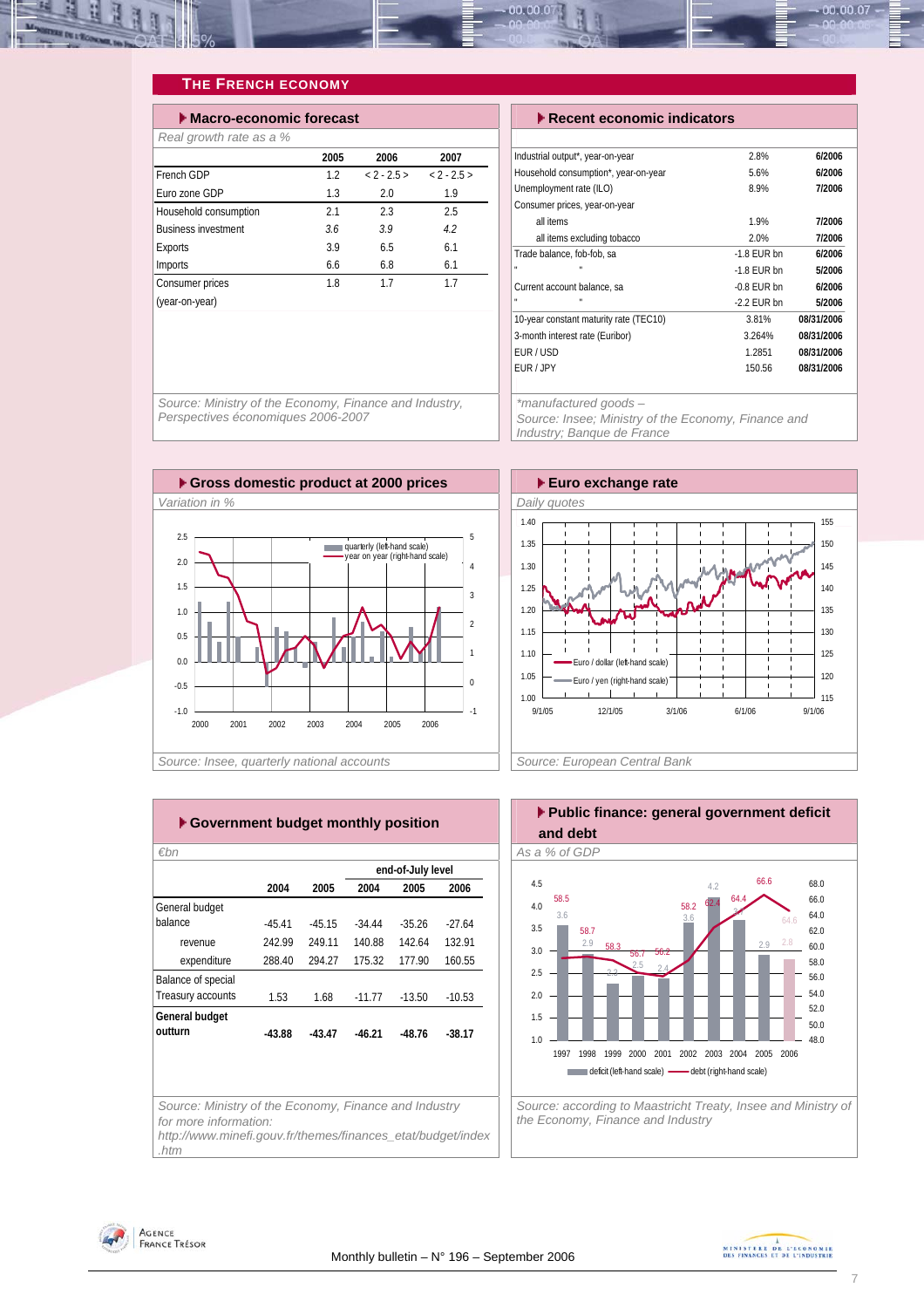## THE FRENCH ECONOMY

### Macro-economic forecast

*Real growth rate as a %*

| | 2005 | 2006 | 2007 |
|---|---|---|---|
| French GDP | 1.2 | < 2 - 2.5 > | < 2 - 2.5 > |
| Euro zone GDP | 1.3 | 2.0 | 1.9 |
| Household consumption | 2.1 | 2.3 | 2.5 |
| Business investment | 3.6 | 3.9 | 4.2 |
| Exports | 3.9 | 6.5 | 6.1 |
| Imports | 6.6 | 6.8 | 6.1 |
| Consumer prices (year-on-year) | 1.8 | 1.7 | 1.7 |

*Source: Ministry of the Economy, Finance and Industry, Perspectives économiques 2006-2007*

### Recent economic indicators

| | | |
|---|---|---|
| Industrial output*, year-on-year | 2.8% | 6/2006 |
| Household consumption*, year-on-year | 5.6% | 6/2006 |
| Unemployment rate (ILO) | 8.9% | 7/2006 |
| Consumer prices, year-on-year | | |
| all items | 1.9% | 7/2006 |
| all items excluding tobacco | 2.0% | 7/2006 |
| Trade balance, fob-fob, sa | -1.8 EUR bn | 6/2006 |
| " " | -1.8 EUR bn | 5/2006 |
| Current account balance, sa | -0.8 EUR bn | 6/2006 |
| " " | -2.2 EUR bn | 5/2006 |
| 10-year constant maturity rate (TEC10) | 3.81% | 08/31/2006 |
| 3-month interest rate (Euribor) | 3.264% | 08/31/2006 |
| EUR / USD | 1.2851 | 08/31/2006 |
| EUR / JPY | 150.56 | 08/31/2006 |

*\*manufactured goods –*
*Source: Insee; Ministry of the Economy, Finance and Industry; Banque de France*

### Gross domestic product at 2000 prices

*Variation in %*

*Source: Insee, quarterly national accounts*

### Euro exchange rate

*Daily quotes*

*Source: European Central Bank*

### Government budget monthly position

*€bn*

| | 2004 | 2005 | end-of-July level 2004 | end-of-July level 2005 | end-of-July level 2006 |
|---|---|---|---|---|---|
| General budget balance | -45.41 | -45.15 | -34.44 | -35.26 | -27.64 |
| revenue | 242.99 | 249.11 | 140.88 | 142.64 | 132.91 |
| expenditure | 288.40 | 294.27 | 175.32 | 177.90 | 160.55 |
| Balance of special Treasury accounts | 1.53 | 1.68 | -11.77 | -13.50 | -10.53 |
| **General budget outturn** | **-43.88** | **-43.47** | **-46.21** | **-48.76** | **-38.17** |

*Source: Ministry of the Economy, Finance and Industry for more information: http://www.minefi.gouv.fr/themes/finances_etat/budget/index.htm*

### Public finance: general government deficit and debt

*As a % of GDP*

| | 1997 | 1998 | 1999 | 2000 | 2001 | 2002 | 2003 | 2004 | 2005 | 2006 |
|---|---|---|---|---|---|---|---|---|---|---|
| deficit (left-hand scale) | 3.6 | 2.9 | 2.3 | 2.5 | 2.4 | 3.6 | 4.2 | 3.6 | 2.9 | 2.8 |
| debt (right-hand scale) | 58.5 | 58.7 | 58.3 | 56.7 | 56.2 | 58.2 | 62.4 | 64.4 | 66.6 | 64.6 |

*Source: according to Maastricht Treaty, Insee and Ministry of the Economy, Finance and Industry*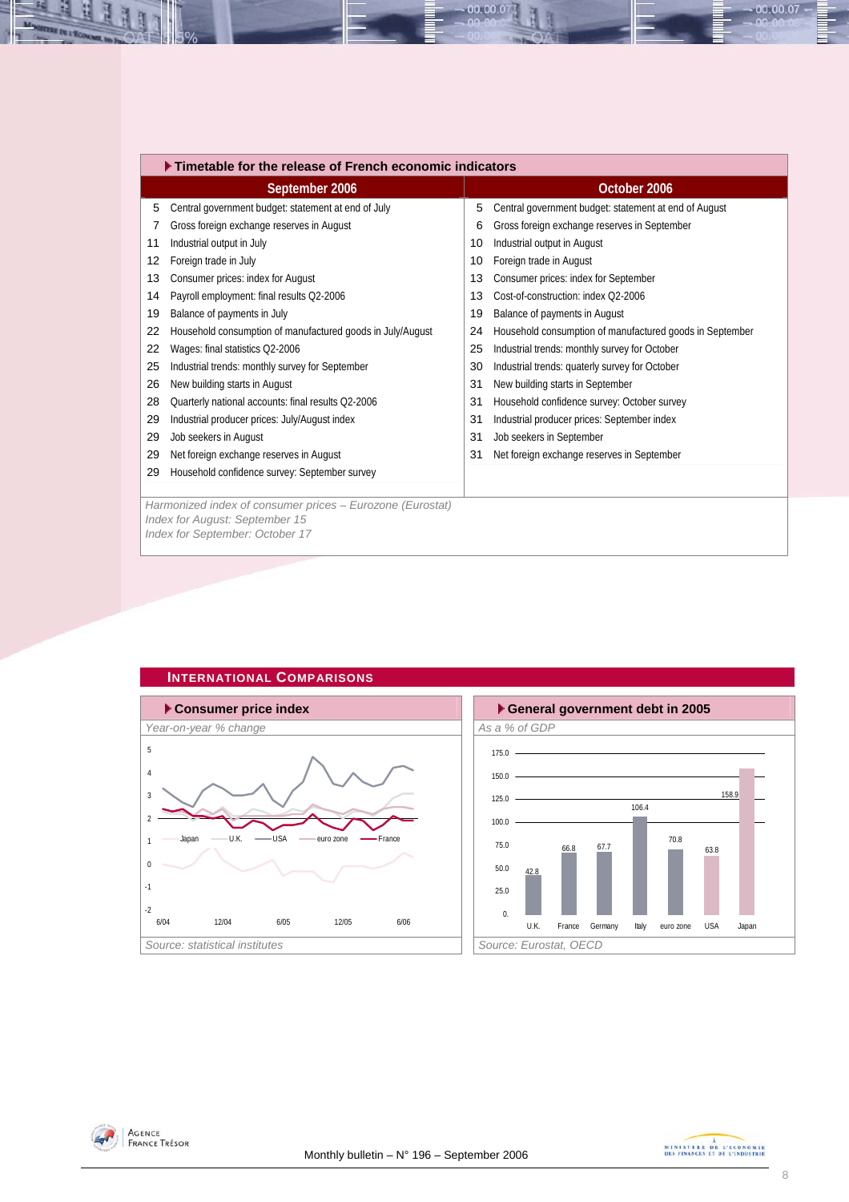## Timetable for the release of French economic indicators

| September 2006 | | October 2006 | |
|---|---|---|---|
| 5 | Central government budget: statement at end of July | 5 | Central government budget: statement at end of August |
| 7 | Gross foreign exchange reserves in August | 6 | Gross foreign exchange reserves in September |
| 11 | Industrial output in July | 10 | Industrial output in August |
| 12 | Foreign trade in July | 10 | Foreign trade in August |
| 13 | Consumer prices: index for August | 13 | Consumer prices: index for September |
| 14 | Payroll employment: final results Q2-2006 | 13 | Cost-of-construction: index Q2-2006 |
| 19 | Balance of payments in July | 19 | Balance of payments in August |
| 22 | Household consumption of manufactured goods in July/August | 24 | Household consumption of manufactured goods in September |
| 22 | Wages: final statistics Q2-2006 | 25 | Industrial trends: monthly survey for October |
| 25 | Industrial trends: monthly survey for September | 30 | Industrial trends: quaterly survey for October |
| 26 | New building starts in August | 31 | New building starts in September |
| 28 | Quarterly national accounts: final results Q2-2006 | 31 | Household confidence survey: October survey |
| 29 | Industrial producer prices: July/August index | 31 | Industrial producer prices: September index |
| 29 | Job seekers in August | 31 | Job seekers in September |
| 29 | Net foreign exchange reserves in August | 31 | Net foreign exchange reserves in September |
| 29 | Household confidence survey: September survey | | |

*Harmonized index of consumer prices – Eurozone (Eurostat)*
*Index for August: September 15*
*Index for September: October 17*

## International Comparisons

### Consumer price index

*Year-on-year % change*

Legend: Japan, U.K., USA, euro zone, France

*Source: statistical institutes*

### General government debt in 2005

*As a % of GDP*

| | U.K. | France | Germany | Italy | euro zone | USA | Japan |
|---|---|---|---|---|---|---|---|
| % of GDP | 42.8 | 66.8 | 67.7 | 106.4 | 70.8 | 63.8 | 158.9 |

*Source: Eurostat, OECD*

Monthly bulletin – N° 196 – September 2006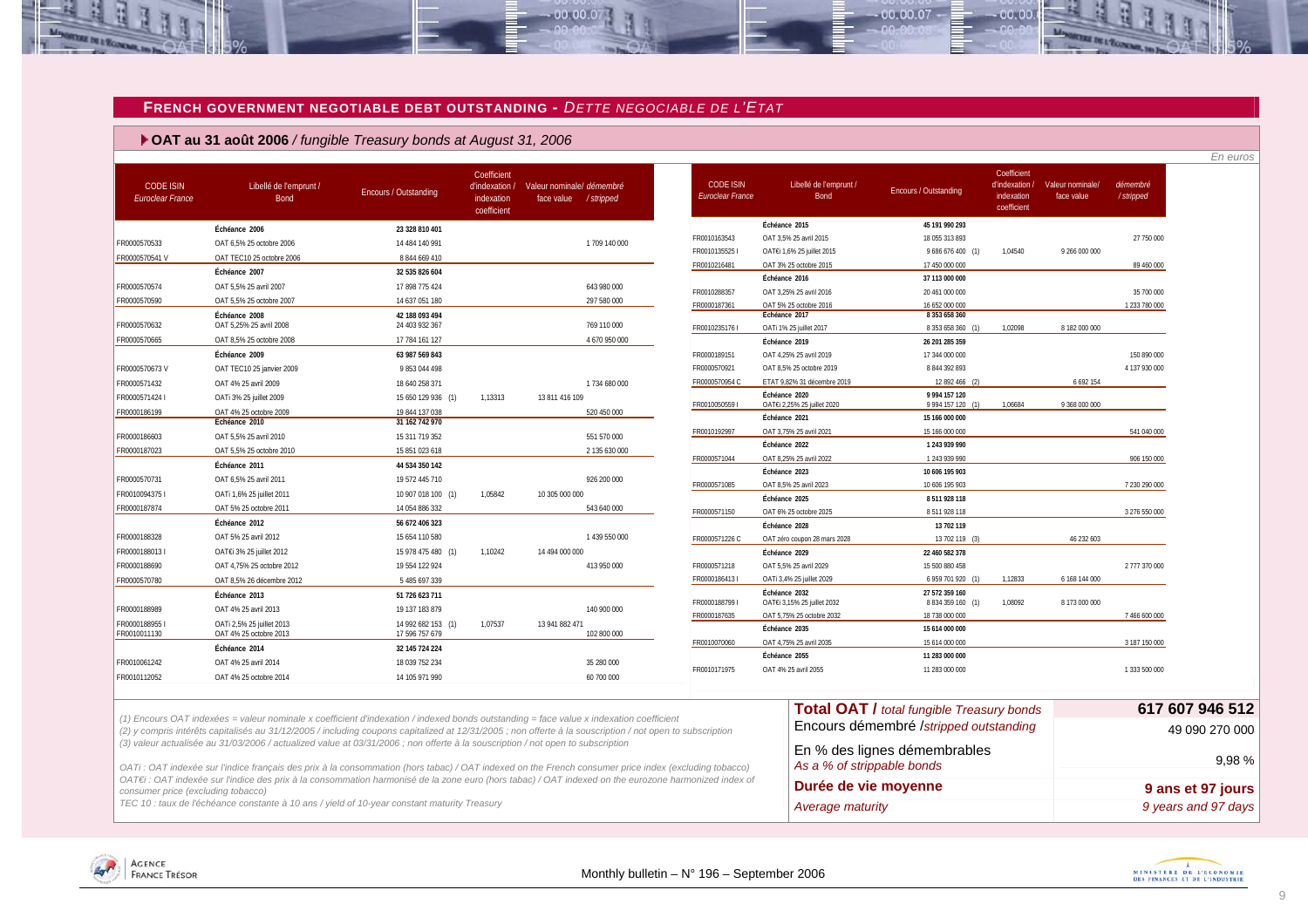## FRENCH GOVERNMENT NEGOTIABLE DEBT OUTSTANDING - *DETTE NEGOCIABLE DE L'ETAT*

### OAT au 31 août 2006 / *fungible Treasury bonds at August 31, 2006*

*En euros*

| CODE ISIN *Euroclear France* | Libellé de l'emprunt / Bond | Encours / Outstanding | Coefficient d'indexation / indexation coefficient | Valeur nominale/ face value | démembré / stripped |
|---|---|---|---|---|---|
| | **Échéance 2006** | **23 328 810 401** | | | |
| FR0000570533 | OAT 6,5% 25 octobre 2006 | 14 484 140 991 | | | 1 709 140 000 |
| FR0000570541 V | OAT TEC10 25 octobre 2006 | 8 844 669 410 | | | |
| | **Échéance 2007** | **32 535 826 604** | | | |
| FR0000570574 | OAT 5,5% 25 avril 2007 | 17 898 775 424 | | | 643 980 000 |
| FR0000570590 | OAT 5,5% 25 octobre 2007 | 14 637 051 180 | | | 297 580 000 |
| | **Échéance 2008** | **42 188 093 494** | | | |
| FR0000570632 | OAT 5,25% 25 avril 2008 | 24 403 932 367 | | | 769 110 000 |
| FR0000570665 | OAT 8,5% 25 octobre 2008 | 17 784 161 127 | | | 4 670 950 000 |
| | **Échéance 2009** | **63 987 569 843** | | | |
| FR0000570673 V | OAT TEC10 25 janvier 2009 | 9 853 044 498 | | | |
| FR0000571432 | OAT 4% 25 avril 2009 | 18 640 258 371 | | | 1 734 680 000 |
| FR0000571424 I | OATi 3% 25 juillet 2009 | 15 650 129 936 (1) | 1,13313 | 13 811 416 109 | |
| FR0000186199 | OAT 4% 25 octobre 2009 | 19 844 137 038 | | | 520 450 000 |
| | **Échéance 2010** | **31 162 742 970** | | | |
| FR0000186603 | OAT 5,5% 25 avril 2010 | 15 311 719 352 | | | 551 570 000 |
| FR0000187023 | OAT 5,5% 25 octobre 2010 | 15 851 023 618 | | | 2 135 630 000 |
| | **Échéance 2011** | **44 534 350 142** | | | |
| FR0000570731 | OAT 6,5% 25 avril 2011 | 19 572 445 710 | | | 926 200 000 |
| FR0010094375 I | OATi 1,6% 25 juillet 2011 | 10 907 018 100 (1) | 1,05842 | 10 305 000 000 | |
| FR0000187874 | OAT 5% 25 octobre 2011 | 14 054 886 332 | | | 543 640 000 |
| | **Échéance 2012** | **56 672 406 323** | | | |
| FR0000188328 | OAT 5% 25 avril 2012 | 15 654 110 580 | | | 1 439 550 000 |
| FR0000188013 I | OAT€i 3% 25 juillet 2012 | 15 978 475 480 (1) | 1,10242 | 14 494 000 000 | |
| FR0000188690 | OAT 4,75% 25 octobre 2012 | 19 554 122 924 | | | 413 950 000 |
| FR0000570780 | OAT 8,5% 26 décembre 2012 | 5 485 697 339 | | | |
| | **Échéance 2013** | **51 726 623 711** | | | |
| FR0000188989 | OAT 4% 25 avril 2013 | 19 137 183 879 | | | 140 900 000 |
| FR0000188955 I | OATi 2,5% 25 juillet 2013 | 14 992 682 153 (1) | 1,07537 | 13 941 882 471 | |
| FR0010011130 | OAT 4% 25 octobre 2013 | 17 596 757 679 | | | 102 800 000 |
| | **Échéance 2014** | **32 145 724 224** | | | |
| FR0010061242 | OAT 4% 25 avril 2014 | 18 039 752 234 | | | 35 280 000 |
| FR0010112052 | OAT 4% 25 octobre 2014 | 14 105 971 990 | | | 60 700 000 |
| | **Échéance 2015** | **45 191 990 293** | | | |
| FR0010163543 | OAT 3,5% 25 avril 2015 | 18 055 313 893 | | | 27 750 000 |
| FR0010135525 I | OAT€i 1,6% 25 juillet 2015 | 9 686 676 400 (1) | 1,04540 | 9 266 000 000 | |
| FR0010216481 | OAT 3% 25 octobre 2015 | 17 450 000 000 | | | 89 460 000 |
| | **Échéance 2016** | **37 113 000 000** | | | |
| FR0010288357 | OAT 3,25% 25 avril 2016 | 20 461 000 000 | | | 35 700 000 |
| FR0000187361 | OAT 5% 25 octobre 2016 | 16 652 000 000 | | | 1 233 780 000 |
| | **Échéance 2017** | **8 353 658 360** | | | |
| FR0010235176 I | OATi 1% 25 juillet 2017 | 8 353 658 360 (1) | 1,02098 | 8 182 000 000 | |
| | **Échéance 2019** | **26 201 285 359** | | | |
| FR0000189151 | OAT 4,25% 25 avril 2019 | 17 344 000 000 | | | 150 890 000 |
| FR0000570921 | OAT 8,5% 25 octobre 2019 | 8 844 392 893 | | | 4 137 930 000 |
| FR0000570954 C | ETAT 9,82% 31 décembre 2019 | 12 892 466 (2) | | 6 692 154 | |
| | **Échéance 2020** | **9 994 157 120** | | | |
| FR0010050559 I | OAT€i 2,25% 25 juillet 2020 | 9 994 157 120 (1) | 1,06684 | 9 368 000 000 | |
| | **Échéance 2021** | **15 166 000 000** | | | |
| FR0010192997 | OAT 3,75% 25 avril 2021 | 15 166 000 000 | | | 541 040 000 |
| | **Échéance 2022** | **1 243 939 990** | | | |
| FR0000571044 | OAT 8,25% 25 avril 2022 | 1 243 939 990 | | | 906 150 000 |
| | **Échéance 2023** | **10 606 195 903** | | | |
| FR0000571085 | OAT 8,5% 25 avril 2023 | 10 606 195 903 | | | 7 230 290 000 |
| | **Échéance 2025** | **8 511 928 118** | | | |
| FR0000571150 | OAT 6% 25 octobre 2025 | 8 511 928 118 | | | 3 276 550 000 |
| | **Échéance 2028** | **13 702 119** | | | |
| FR0000571226 C | OAT zéro coupon 28 mars 2028 | 13 702 119 (3) | | 46 232 603 | |
| | **Échéance 2029** | **22 460 582 378** | | | |
| FR0000571218 | OAT 5,5% 25 avril 2029 | 15 500 880 458 | | | 2 777 370 000 |
| FR0000186413 I | OATi 3,4% 25 juillet 2029 | 6 959 701 920 (1) | 1,12833 | 6 168 144 000 | |
| | **Échéance 2032** | **27 572 359 160** | | | |
| FR0000188799 I | OAT€i 3,15% 25 juillet 2032 | 8 834 359 160 (1) | 1,08092 | 8 173 000 000 | |
| FR0000187635 | OAT 5,75% 25 octobre 2032 | 18 738 000 000 | | | 7 466 600 000 |
| | **Échéance 2035** | **15 614 000 000** | | | |
| FR0010070060 | OAT 4,75% 25 avril 2035 | 15 614 000 000 | | | 3 187 150 000 |
| | **Échéance 2055** | **11 283 000 000** | | | |
| FR0010171975 | OAT 4% 25 avril 2055 | 11 283 000 000 | | | 1 333 500 000 |

| | |
|---|---|
| **Total OAT /** *total fungible Treasury bonds* | **617 607 946 512** |
| Encours démembré /*stripped outstanding* | 49 090 270 000 |
| En % des lignes démembrables *As a % of strippable bonds* | 9,98 % |
| **Durée de vie moyenne** *Average maturity* | **9 ans et 97 jours** *9 years and 97 days* |

*(1) Encours OAT indexées = valeur nominale x coefficient d'indexation / indexed bonds outstanding = face value x indexation coefficient*
*(2) y compris intérêts capitalisés au 31/12/2005 / including coupons capitalized at 12/31/2005 ; non offerte à la souscription / not open to subscription*
*(3) valeur actualisée au 31/03/2006 / actualized value at 03/31/2006 ; non offerte à la souscription / not open to subscription*

*OATi : OAT indexée sur l'indice français des prix à la consommation (hors tabac) / OAT indexed on the French consumer price index (excluding tobacco)*
*OAT€i : OAT indexée sur l'indice des prix à la consommation harmonisé de la zone euro (hors tabac) / OAT indexed on the eurozone harmonized index of consumer price (excluding tobacco)*
*TEC 10 : taux de l'échéance constante à 10 ans / yield of 10-year constant maturity Treasury*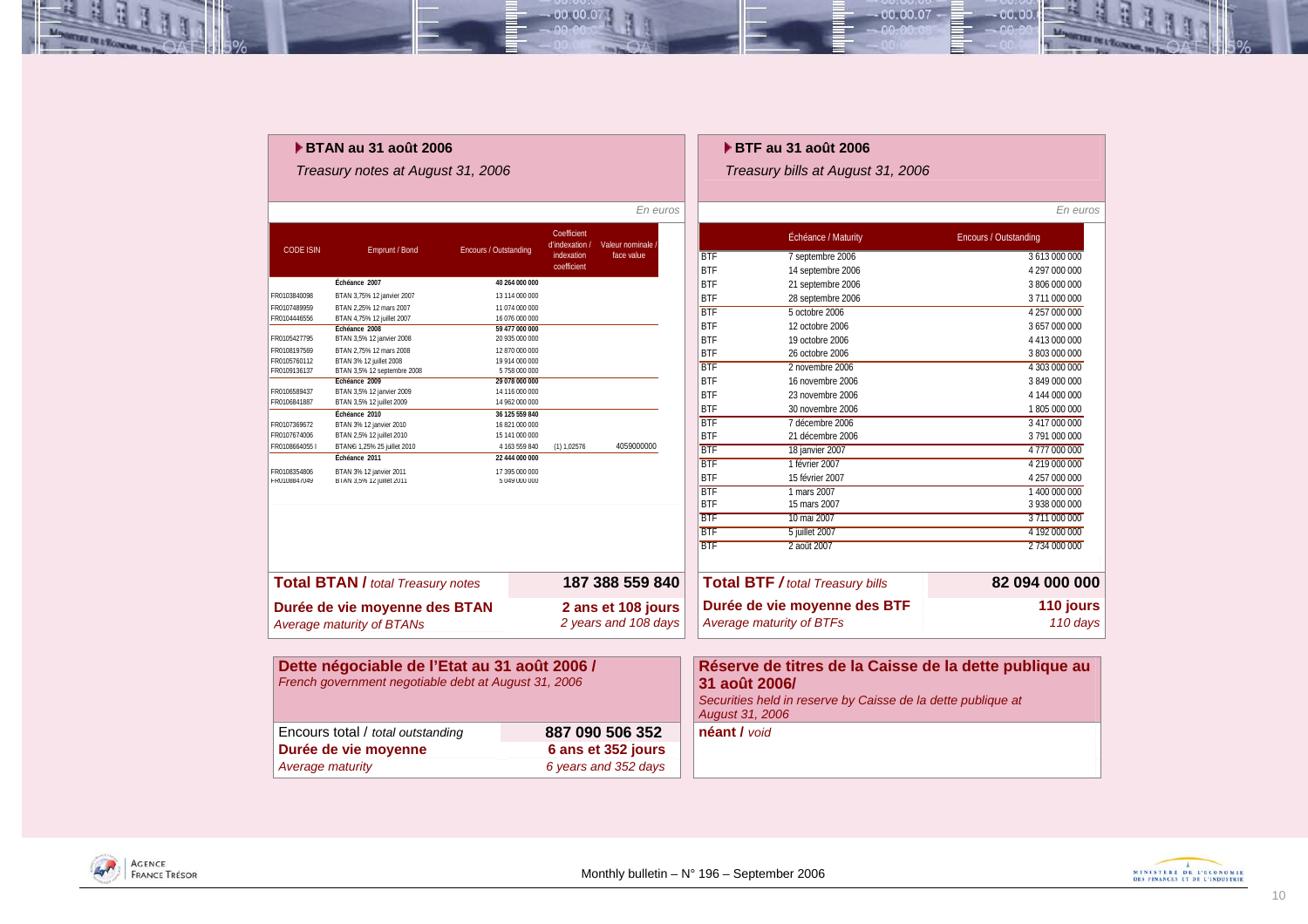## BTAN au 31 août 2006

*Treasury notes at August 31, 2006*

*En euros*

| CODE ISIN | Emprunt / Bond | Encours / Outstanding | Coefficient d'indexation / indexation coefficient | Valeur nominale / face value |
|---|---|---|---|---|
| | **Échéance 2007** | **40 264 000 000** | | |
| FR0103840098 | BTAN 3,75% 12 janvier 2007 | 13 114 000 000 | | |
| FR0107489959 | BTAN 2,25% 12 mars 2007 | 11 074 000 000 | | |
| FR0104446556 | BTAN 4,75% 12 juillet 2007 | 16 076 000 000 | | |
| | **Échéance 2008** | **59 477 000 000** | | |
| FR0105427795 | BTAN 3,5% 12 janvier 2008 | 20 935 000 000 | | |
| FR0108197569 | BTAN 2,75% 12 mars 2008 | 12 870 000 000 | | |
| FR0105760112 | BTAN 3% 12 juillet 2008 | 19 914 000 000 | | |
| FR0109136137 | BTAN 3,5% 12 septembre 2008 | 5 758 000 000 | | |
| | **Échéance 2009** | **29 078 000 000** | | |
| FR0106589437 | BTAN 3,5% 12 janvier 2009 | 14 116 000 000 | | |
| FR0106841887 | BTAN 3,5% 12 juillet 2009 | 14 962 000 000 | | |
| | **Échéance 2010** | **36 125 559 840** | | |
| FR0107369672 | BTAN 3% 12 janvier 2010 | 16 821 000 000 | | |
| FR0107674006 | BTAN 2,5% 12 juillet 2010 | 15 141 000 000 | | |
| FR0108664055 I | BTAN€i 1,25% 25 juillet 2010 | 4 163 559 840 | (1) 1,02576 | 4059000000 |
| | **Échéance 2011** | **22 444 000 000** | | |
| FR0108354806 | BTAN 3% 12 janvier 2011 | 17 395 000 000 | | |
| FR0108847049 | BTAN 3,5% 12 juillet 2011 | 5 049 000 000 | | |

| | |
|---|---|
| **Total BTAN /** *total Treasury notes* | **187 388 559 840** |
| **Durée de vie moyenne des BTAN** | **2 ans et 108 jours** |
| *Average maturity of BTANs* | *2 years and 108 days* |

## BTF au 31 août 2006

*Treasury bills at August 31, 2006*

*En euros*

| | Échéance / Maturity | Encours / Outstanding |
|---|---|---|
| BTF | 7 septembre 2006 | 3 613 000 000 |
| BTF | 14 septembre 2006 | 4 297 000 000 |
| BTF | 21 septembre 2006 | 3 806 000 000 |
| BTF | 28 septembre 2006 | 3 711 000 000 |
| BTF | 5 octobre 2006 | 4 257 000 000 |
| BTF | 12 octobre 2006 | 3 657 000 000 |
| BTF | 19 octobre 2006 | 4 413 000 000 |
| BTF | 26 octobre 2006 | 3 803 000 000 |
| BTF | 2 novembre 2006 | 4 303 000 000 |
| BTF | 16 novembre 2006 | 3 849 000 000 |
| BTF | 23 novembre 2006 | 4 144 000 000 |
| BTF | 30 novembre 2006 | 1 805 000 000 |
| BTF | 7 décembre 2006 | 3 417 000 000 |
| BTF | 21 décembre 2006 | 3 791 000 000 |
| BTF | 18 janvier 2007 | 4 777 000 000 |
| BTF | 1 février 2007 | 4 219 000 000 |
| BTF | 15 février 2007 | 4 257 000 000 |
| BTF | 1 mars 2007 | 1 400 000 000 |
| BTF | 15 mars 2007 | 3 938 000 000 |
| BTF | 10 mai 2007 | 3 711 000 000 |
| BTF | 5 juillet 2007 | 4 192 000 000 |
| BTF | 2 août 2007 | 2 734 000 000 |

| | |
|---|---|
| **Total BTF /** *total Treasury bills* | **82 094 000 000** |
| **Durée de vie moyenne des BTF** | **110 jours** |
| *Average maturity of BTFs* | *110 days* |

## Dette négociable de l'Etat au 31 août 2006 /

*French government negotiable debt at August 31, 2006*

| | |
|---|---|
| Encours total / *total outstanding* | **887 090 506 352** |
| **Durée de vie moyenne** | **6 ans et 352 jours** |
| *Average maturity* | *6 years and 352 days* |

## Réserve de titres de la Caisse de la dette publique au 31 août 2006/

*Securities held in reserve by Caisse de la dette publique at August 31, 2006*

**néant /** *void*

Monthly bulletin – N° 196 – September 2006